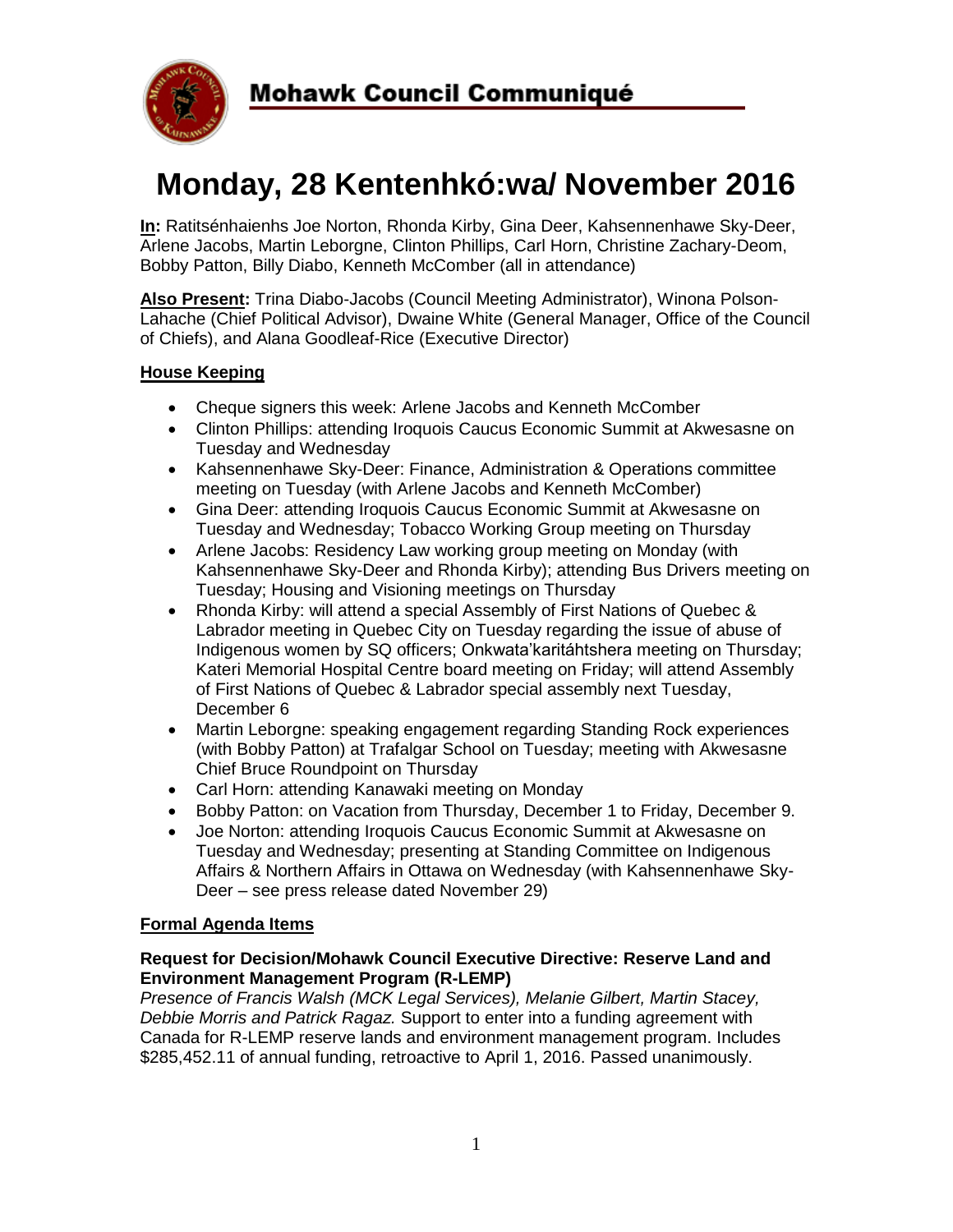# Mohawk Council Communiqué

# Monday, 28 Kentenhkó:wa/ November 2016

**In:** Ratitsénhaienhs Joe Norton, Rhonda Kirby, Gina Deer, Kahsennenhawe Sky-Deer, Arlene Jacobs, Martin Leborgne, Clinton Phillips, Carl Horn, Christine Zachary-Deom, Bobby Patton, Billy Diabo, Kenneth McComber (all in attendance)

**Also Present:** Trina Diabo-Jacobs (Council Meeting Administrator), Winona Polson-Lahache (Chief Political Advisor), Dwaine White (General Manager, Office of the Council of Chiefs), and Alana Goodleaf-Rice (Executive Director)

## House Keeping

- Cheque signers this week: Arlene Jacobs and Kenneth McComber
- Clinton Phillips: attending Iroquois Caucus Economic Summit at Akwesasne on Tuesday and Wednesday
- Kahsennenhawe Sky-Deer: Finance, Administration & Operations committee meeting on Tuesday (with Arlene Jacobs and Kenneth McComber)
- Gina Deer: attending Iroquois Caucus Economic Summit at Akwesasne on Tuesday and Wednesday; Tobacco Working Group meeting on Thursday
- Arlene Jacobs: Residency Law working group meeting on Monday (with Kahsennenhawe Sky-Deer and Rhonda Kirby); attending Bus Drivers meeting on Tuesday; Housing and Visioning meetings on Thursday
- Rhonda Kirby: will attend a special Assembly of First Nations of Quebec & Labrador meeting in Quebec City on Tuesday regarding the issue of abuse of Indigenous women by SQ officers; Onkwata'karitáhtshera meeting on Thursday; Kateri Memorial Hospital Centre board meeting on Friday; will attend Assembly of First Nations of Quebec & Labrador special assembly next Tuesday, December 6
- Martin Leborgne: speaking engagement regarding Standing Rock experiences (with Bobby Patton) at Trafalgar School on Tuesday; meeting with Akwesasne Chief Bruce Roundpoint on Thursday
- Carl Horn: attending Kanawaki meeting on Monday
- Bobby Patton: on Vacation from Thursday, December 1 to Friday, December 9.
- Joe Norton: attending Iroquois Caucus Economic Summit at Akwesasne on Tuesday and Wednesday; presenting at Standing Committee on Indigenous Affairs & Northern Affairs in Ottawa on Wednesday (with Kahsennenhawe Sky-Deer – see press release dated November 29)

## Formal Agenda Items

### Request for Decision/Mohawk Council Executive Directive: Reserve Land and Environment Management Program (R-LEMP)

*Presence of Francis Walsh (MCK Legal Services), Melanie Gilbert, Martin Stacey, Debbie Morris and Patrick Ragaz.* Support to enter into a funding agreement with Canada for R-LEMP reserve lands and environment management program. Includes $285,452.11 of annual funding, retroactive to April 1, 2016. Passed unanimously.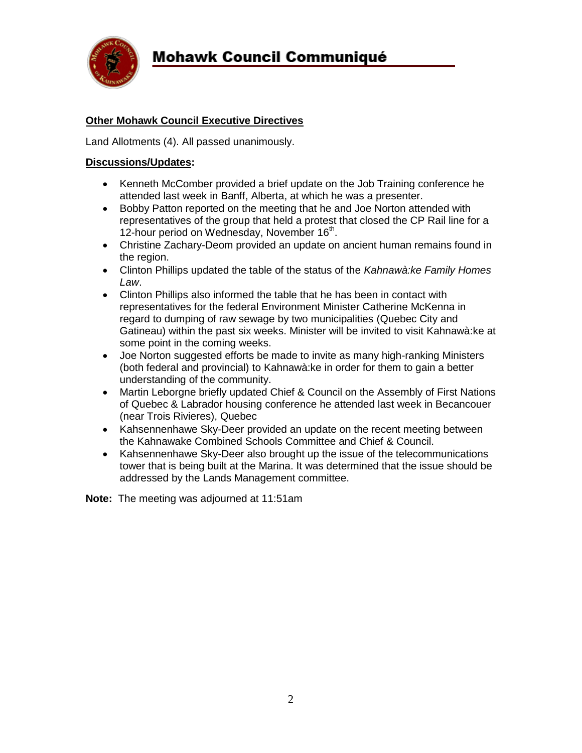**Other Mohawk Council Executive Directives**

Land Allotments (4). All passed unanimously.

**Discussions/Updates:**

- Kenneth McComber provided a brief update on the Job Training conference he attended last week in Banff, Alberta, at which he was a presenter.
- Bobby Patton reported on the meeting that he and Joe Norton attended with representatives of the group that held a protest that closed the CP Rail line for a 12-hour period on Wednesday, November 16th.
- Christine Zachary-Deom provided an update on ancient human remains found in the region.
- Clinton Phillips updated the table of the status of the *Kahnawà:ke Family Homes Law*.
- Clinton Phillips also informed the table that he has been in contact with representatives for the federal Environment Minister Catherine McKenna in regard to dumping of raw sewage by two municipalities (Quebec City and Gatineau) within the past six weeks. Minister will be invited to visit Kahnawà:ke at some point in the coming weeks.
- Joe Norton suggested efforts be made to invite as many high-ranking Ministers (both federal and provincial) to Kahnawà:ke in order for them to gain a better understanding of the community.
- Martin Leborgne briefly updated Chief & Council on the Assembly of First Nations of Quebec & Labrador housing conference he attended last week in Becancouer (near Trois Rivieres), Quebec
- Kahsennenhawe Sky-Deer provided an update on the recent meeting between the Kahnawake Combined Schools Committee and Chief & Council.
- Kahsennenhawe Sky-Deer also brought up the issue of the telecommunications tower that is being built at the Marina. It was determined that the issue should be addressed by the Lands Management committee.

**Note:** The meeting was adjourned at 11:51am